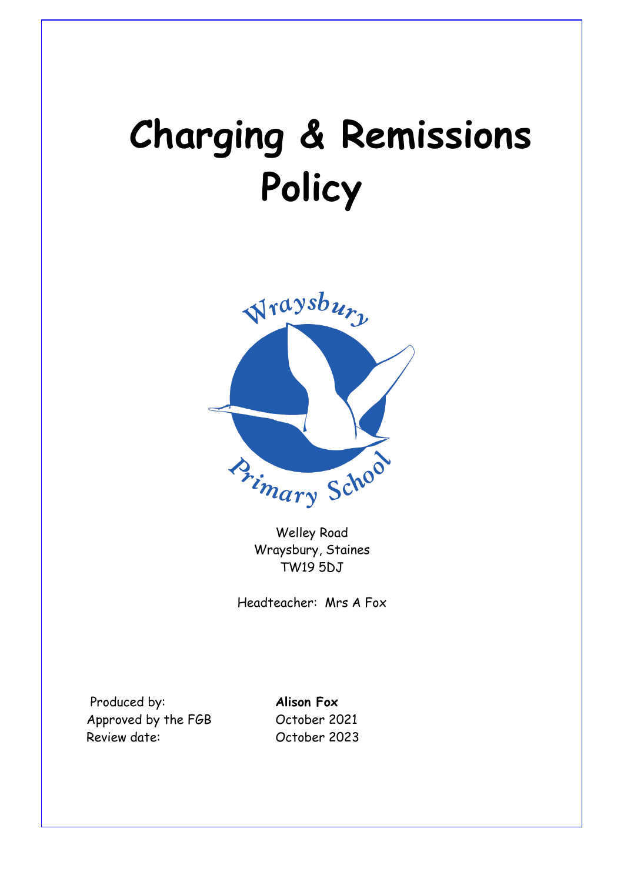# Charging & Remissions Policy

Wraysbury Primary School

Welley Road
Wraysbury, Staines
TW19 5DJ

Headteacher: Mrs A Fox

| | |
|---|---|
| Produced by: | **Alison Fox** |
| Approved by the FGB | October 2021 |
| Review date: | October 2023 |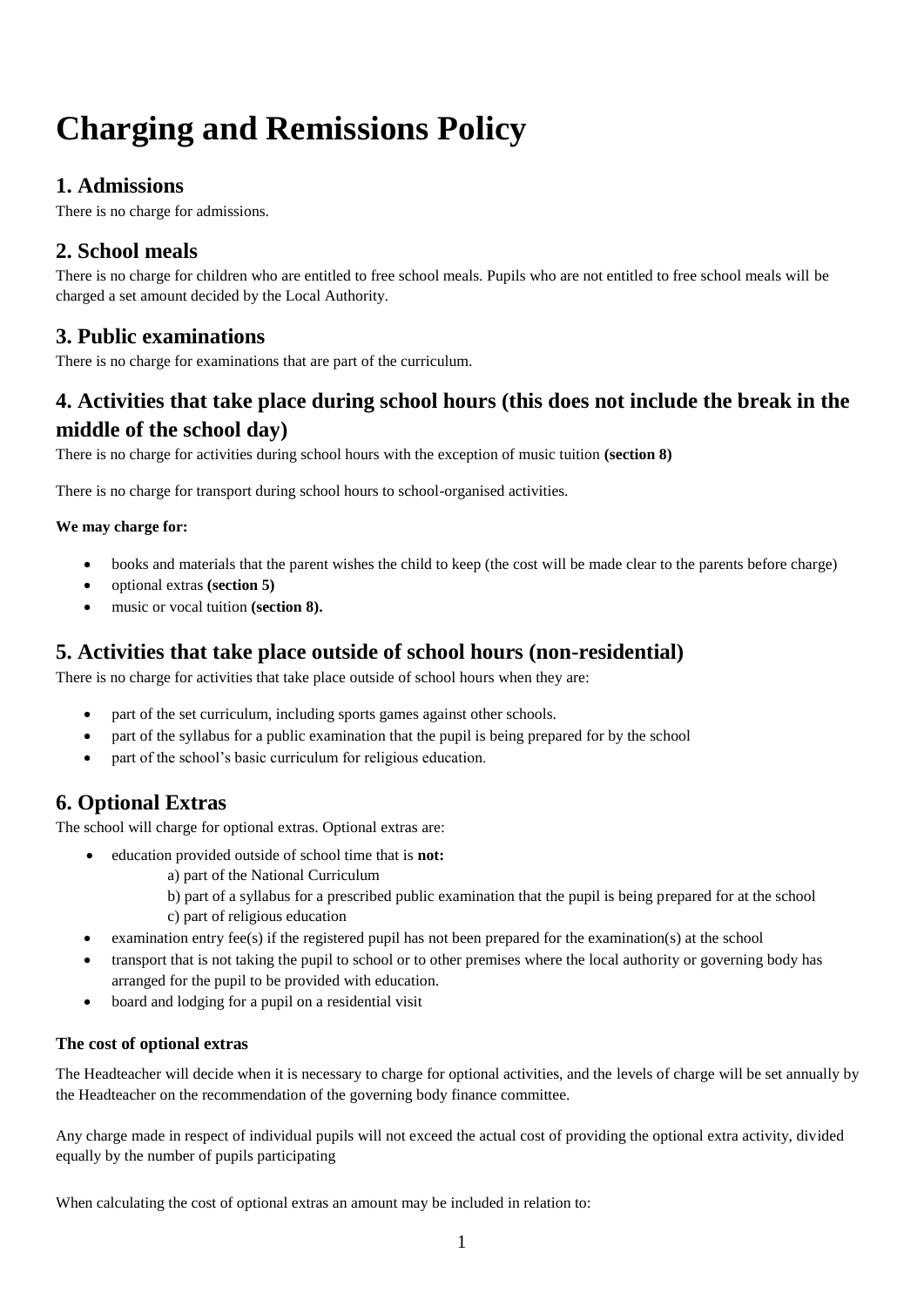# Charging and Remissions Policy

## 1. Admissions

There is no charge for admissions.

## 2. School meals

There is no charge for children who are entitled to free school meals. Pupils who are not entitled to free school meals will be charged a set amount decided by the Local Authority.

## 3. Public examinations

There is no charge for examinations that are part of the curriculum.

## 4. Activities that take place during school hours (this does not include the break in the middle of the school day)

There is no charge for activities during school hours with the exception of music tuition **(section 8)**

There is no charge for transport during school hours to school-organised activities.

**We may charge for:**

- books and materials that the parent wishes the child to keep (the cost will be made clear to the parents before charge)
- optional extras **(section 5)**
- music or vocal tuition **(section 8).**

## 5. Activities that take place outside of school hours (non-residential)

There is no charge for activities that take place outside of school hours when they are:

- part of the set curriculum, including sports games against other schools.
- part of the syllabus for a public examination that the pupil is being prepared for by the school
- part of the school's basic curriculum for religious education.

## 6. Optional Extras

The school will charge for optional extras. Optional extras are:

- education provided outside of school time that is **not:**
  - a) part of the National Curriculum
  - b) part of a syllabus for a prescribed public examination that the pupil is being prepared for at the school
  - c) part of religious education
- examination entry fee(s) if the registered pupil has not been prepared for the examination(s) at the school
- transport that is not taking the pupil to school or to other premises where the local authority or governing body has arranged for the pupil to be provided with education.
- board and lodging for a pupil on a residential visit

### The cost of optional extras

The Headteacher will decide when it is necessary to charge for optional activities, and the levels of charge will be set annually by the Headteacher on the recommendation of the governing body finance committee.

Any charge made in respect of individual pupils will not exceed the actual cost of providing the optional extra activity, divided equally by the number of pupils participating

When calculating the cost of optional extras an amount may be included in relation to: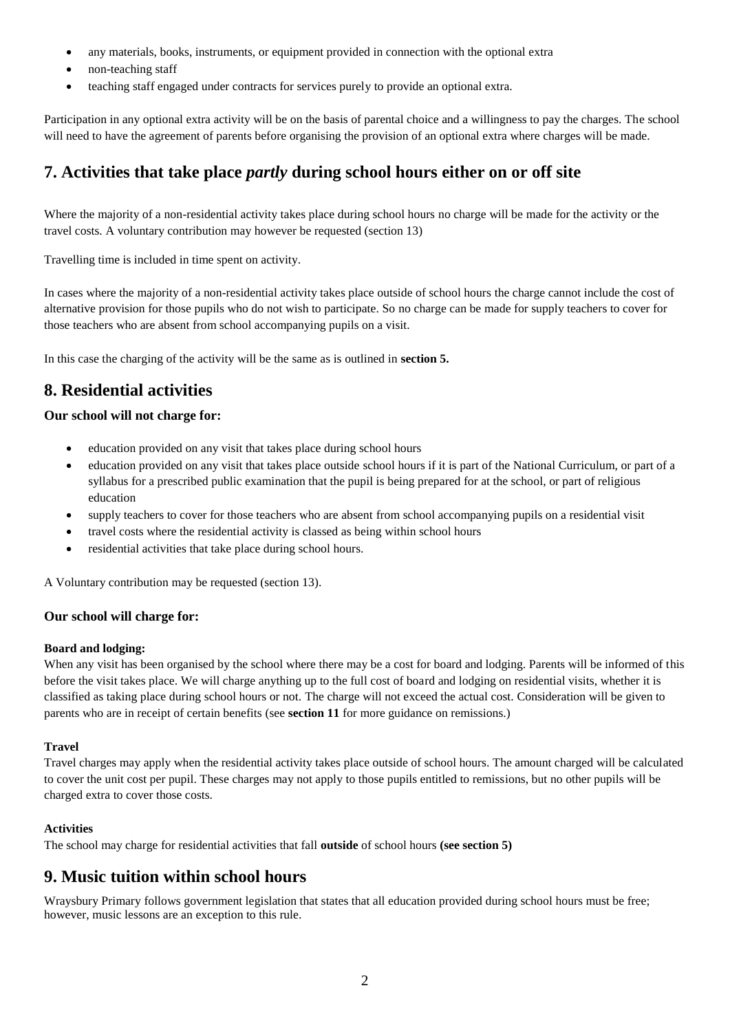- any materials, books, instruments, or equipment provided in connection with the optional extra
- non-teaching staff
- teaching staff engaged under contracts for services purely to provide an optional extra.

Participation in any optional extra activity will be on the basis of parental choice and a willingness to pay the charges. The school will need to have the agreement of parents before organising the provision of an optional extra where charges will be made.

## 7. Activities that take place *partly* during school hours either on or off site

Where the majority of a non-residential activity takes place during school hours no charge will be made for the activity or the travel costs. A voluntary contribution may however be requested (section 13)

Travelling time is included in time spent on activity.

In cases where the majority of a non-residential activity takes place outside of school hours the charge cannot include the cost of alternative provision for those pupils who do not wish to participate. So no charge can be made for supply teachers to cover for those teachers who are absent from school accompanying pupils on a visit.

In this case the charging of the activity will be the same as is outlined in **section 5.**

## 8. Residential activities

### Our school will not charge for:

- education provided on any visit that takes place during school hours
- education provided on any visit that takes place outside school hours if it is part of the National Curriculum, or part of a syllabus for a prescribed public examination that the pupil is being prepared for at the school, or part of religious education
- supply teachers to cover for those teachers who are absent from school accompanying pupils on a residential visit
- travel costs where the residential activity is classed as being within school hours
- residential activities that take place during school hours.

A Voluntary contribution may be requested (section 13).

### Our school will charge for:

**Board and lodging:**

When any visit has been organised by the school where there may be a cost for board and lodging. Parents will be informed of this before the visit takes place. We will charge anything up to the full cost of board and lodging on residential visits, whether it is classified as taking place during school hours or not. The charge will not exceed the actual cost. Consideration will be given to parents who are in receipt of certain benefits (see **section 11** for more guidance on remissions.)

**Travel**

Travel charges may apply when the residential activity takes place outside of school hours. The amount charged will be calculated to cover the unit cost per pupil. These charges may not apply to those pupils entitled to remissions, but no other pupils will be charged extra to cover those costs.

**Activities**

The school may charge for residential activities that fall **outside** of school hours **(see section 5)**

## 9. Music tuition within school hours

Wraysbury Primary follows government legislation that states that all education provided during school hours must be free; however, music lessons are an exception to this rule.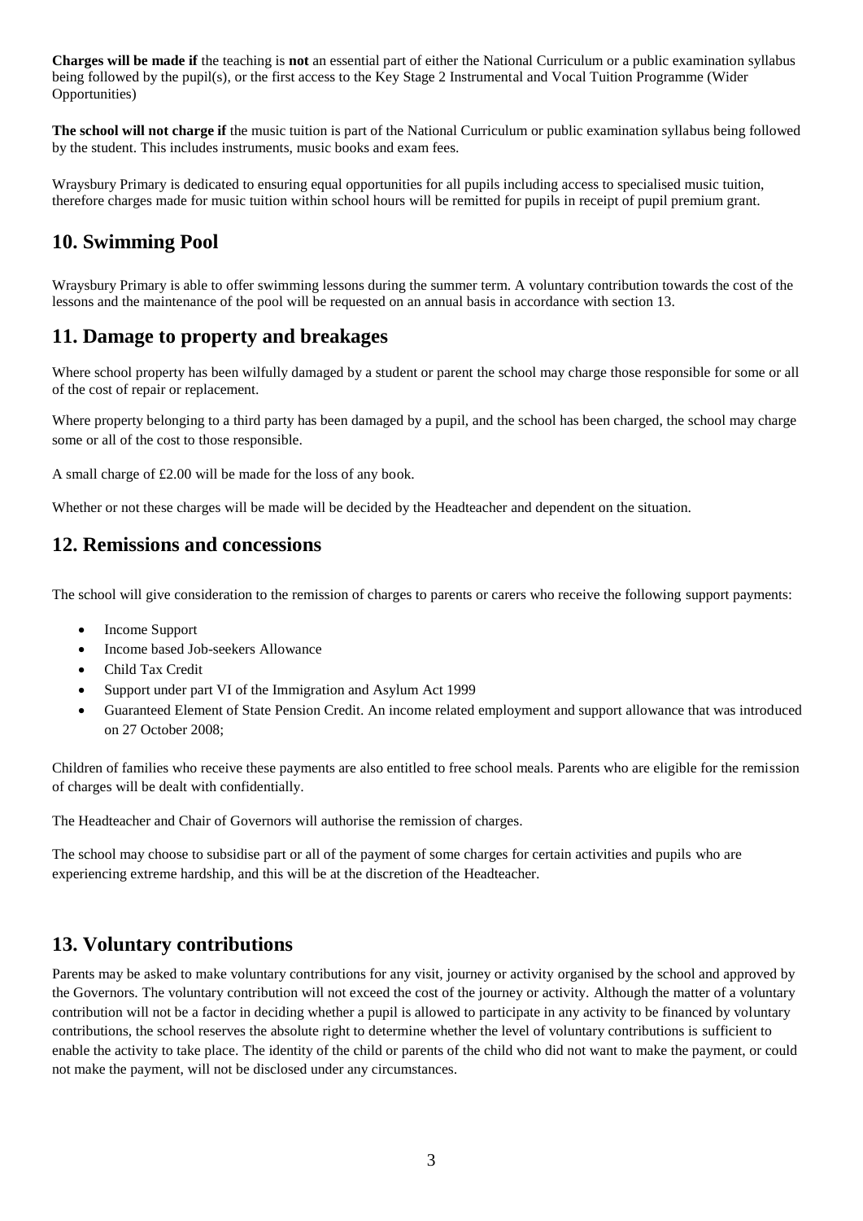**Charges will be made if** the teaching is **not** an essential part of either the National Curriculum or a public examination syllabus being followed by the pupil(s), or the first access to the Key Stage 2 Instrumental and Vocal Tuition Programme (Wider Opportunities)

**The school will not charge if** the music tuition is part of the National Curriculum or public examination syllabus being followed by the student. This includes instruments, music books and exam fees.

Wraysbury Primary is dedicated to ensuring equal opportunities for all pupils including access to specialised music tuition, therefore charges made for music tuition within school hours will be remitted for pupils in receipt of pupil premium grant.

## 10. Swimming Pool

Wraysbury Primary is able to offer swimming lessons during the summer term. A voluntary contribution towards the cost of the lessons and the maintenance of the pool will be requested on an annual basis in accordance with section 13.

## 11. Damage to property and breakages

Where school property has been wilfully damaged by a student or parent the school may charge those responsible for some or all of the cost of repair or replacement.

Where property belonging to a third party has been damaged by a pupil, and the school has been charged, the school may charge some or all of the cost to those responsible.

A small charge of £2.00 will be made for the loss of any book.

Whether or not these charges will be made will be decided by the Headteacher and dependent on the situation.

## 12. Remissions and concessions

The school will give consideration to the remission of charges to parents or carers who receive the following support payments:

- Income Support
- Income based Job-seekers Allowance
- Child Tax Credit
- Support under part VI of the Immigration and Asylum Act 1999
- Guaranteed Element of State Pension Credit. An income related employment and support allowance that was introduced on 27 October 2008;

Children of families who receive these payments are also entitled to free school meals. Parents who are eligible for the remission of charges will be dealt with confidentially.

The Headteacher and Chair of Governors will authorise the remission of charges.

The school may choose to subsidise part or all of the payment of some charges for certain activities and pupils who are experiencing extreme hardship, and this will be at the discretion of the Headteacher.

## 13. Voluntary contributions

Parents may be asked to make voluntary contributions for any visit, journey or activity organised by the school and approved by the Governors. The voluntary contribution will not exceed the cost of the journey or activity. Although the matter of a voluntary contribution will not be a factor in deciding whether a pupil is allowed to participate in any activity to be financed by voluntary contributions, the school reserves the absolute right to determine whether the level of voluntary contributions is sufficient to enable the activity to take place. The identity of the child or parents of the child who did not want to make the payment, or could not make the payment, will not be disclosed under any circumstances.